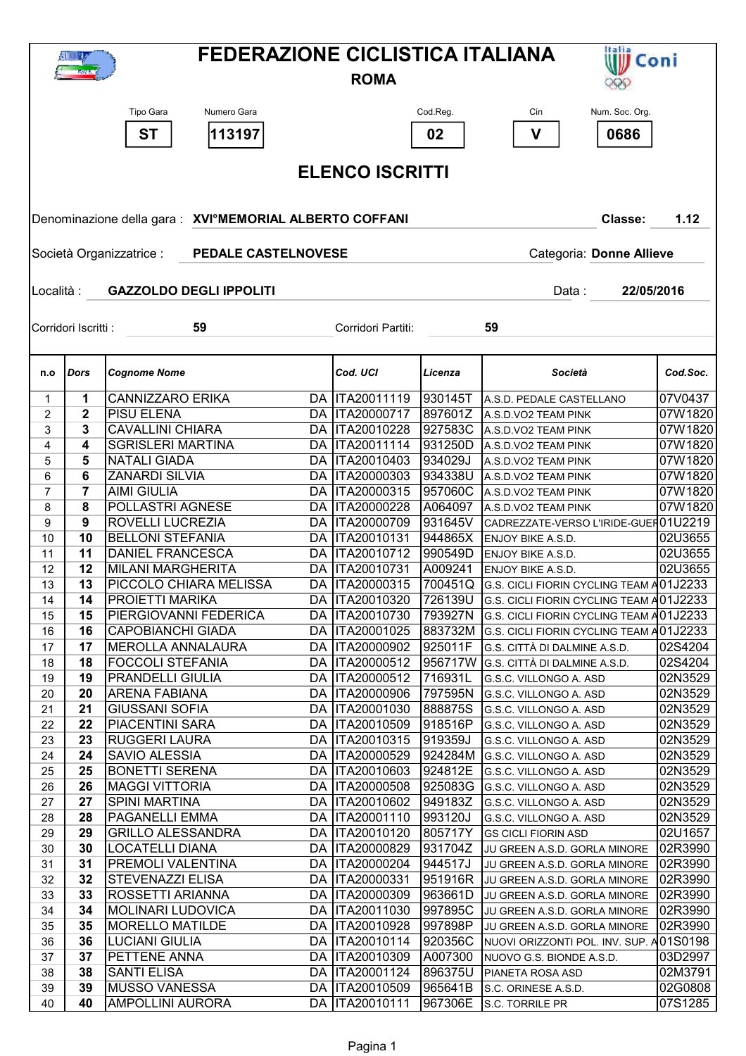# FEDERAZIONE CICLISTICA ITALIANA

## ROMA

| Tipo Gara | Numero Gara | Cod.Reg. | Cin | Num. Soc. Org. |
|---|---|---|---|---|
| ST | 113197 | 02 | V | 0686 |

## ELENCO ISCRITTI

Denominazione della gara : **XVI°MEMORIAL ALBERTO COFFANI** Classe: **1.12**

Società Organizzatrice : **PEDALE CASTELNOVESE** Categoria: **Donne Allieve**

Località : **GAZZOLDO DEGLI IPPOLITI** Data : **22/05/2016**

Corridori Iscritti : **59** Corridori Partiti: **59**

| n.o | Dors | Cognome Nome | | Cod. UCI | Licenza | Società | Cod.Soc. |
|---|---|---|---|---|---|---|---|
| 1 | 1 | CANNIZZARO ERIKA | DA | ITA20011119 | 930145T | A.S.D. PEDALE CASTELLANO | 07V0437 |
| 2 | 2 | PISU ELENA | DA | ITA20000717 | 897601Z | A.S.D.VO2 TEAM PINK | 07W1820 |
| 3 | 3 | CAVALLINI CHIARA | DA | ITA20010228 | 927583C | A.S.D.VO2 TEAM PINK | 07W1820 |
| 4 | 4 | SGRISLERI MARTINA | DA | ITA20011114 | 931250D | A.S.D.VO2 TEAM PINK | 07W1820 |
| 5 | 5 | NATALI GIADA | DA | ITA20010403 | 934029J | A.S.D.VO2 TEAM PINK | 07W1820 |
| 6 | 6 | ZANARDI SILVIA | DA | ITA20000303 | 934338U | A.S.D.VO2 TEAM PINK | 07W1820 |
| 7 | 7 | AIMI GIULIA | DA | ITA20000315 | 957060C | A.S.D.VO2 TEAM PINK | 07W1820 |
| 8 | 8 | POLLASTRI AGNESE | DA | ITA20000228 | A064097 | A.S.D.VO2 TEAM PINK | 07W1820 |
| 9 | 9 | ROVELLI LUCREZIA | DA | ITA20000709 | 931645V | CADREZZATE-VERSO L'IRIDE-GUEF | 01U2219 |
| 10 | 10 | BELLONI STEFANIA | DA | ITA20010131 | 944865X | ENJOY BIKE A.S.D. | 02U3655 |
| 11 | 11 | DANIEL FRANCESCA | DA | ITA20010712 | 990549D | ENJOY BIKE A.S.D. | 02U3655 |
| 12 | 12 | MILANI MARGHERITA | DA | ITA20010731 | A009241 | ENJOY BIKE A.S.D. | 02U3655 |
| 13 | 13 | PICCOLO CHIARA MELISSA | DA | ITA20000315 | 700451Q | G.S. CICLI FIORIN CYCLING TEAM A | 01J2233 |
| 14 | 14 | PROIETTI MARIKA | DA | ITA20010320 | 726139U | G.S. CICLI FIORIN CYCLING TEAM A | 01J2233 |
| 15 | 15 | PIERGIOVANNI FEDERICA | DA | ITA20010730 | 793927N | G.S. CICLI FIORIN CYCLING TEAM A | 01J2233 |
| 16 | 16 | CAPOBIANCHI GIADA | DA | ITA20001025 | 883732M | G.S. CICLI FIORIN CYCLING TEAM A | 01J2233 |
| 17 | 17 | MEROLLA ANNALAURA | DA | ITA20000902 | 925011F | G.S. CITTÀ DI DALMINE A.S.D. | 02S4204 |
| 18 | 18 | FOCCOLI STEFANIA | DA | ITA20000512 | 956717W | G.S. CITTÀ DI DALMINE A.S.D. | 02S4204 |
| 19 | 19 | PRANDELLI GIULIA | DA | ITA20000512 | 716931L | G.S.C. VILLONGO A. ASD | 02N3529 |
| 20 | 20 | ARENA FABIANA | DA | ITA20000906 | 797595N | G.S.C. VILLONGO A. ASD | 02N3529 |
| 21 | 21 | GIUSSANI SOFIA | DA | ITA20001030 | 888875S | G.S.C. VILLONGO A. ASD | 02N3529 |
| 22 | 22 | PIACENTINI SARA | DA | ITA20010509 | 918516P | G.S.C. VILLONGO A. ASD | 02N3529 |
| 23 | 23 | RUGGERI LAURA | DA | ITA20010315 | 919359J | G.S.C. VILLONGO A. ASD | 02N3529 |
| 24 | 24 | SAVIO ALESSIA | DA | ITA20000529 | 924284M | G.S.C. VILLONGO A. ASD | 02N3529 |
| 25 | 25 | BONETTI SERENA | DA | ITA20010603 | 924812E | G.S.C. VILLONGO A. ASD | 02N3529 |
| 26 | 26 | MAGGI VITTORIA | DA | ITA20000508 | 925083G | G.S.C. VILLONGO A. ASD | 02N3529 |
| 27 | 27 | SPINI MARTINA | DA | ITA20010602 | 949183Z | G.S.C. VILLONGO A. ASD | 02N3529 |
| 28 | 28 | PAGANELLI EMMA | DA | ITA20001110 | 993120J | G.S.C. VILLONGO A. ASD | 02N3529 |
| 29 | 29 | GRILLO ALESSANDRA | DA | ITA20010120 | 805717Y | GS CICLI FIORIN ASD | 02U1657 |
| 30 | 30 | LOCATELLI DIANA | DA | ITA20000829 | 931704Z | JU GREEN A.S.D. GORLA MINORE | 02R3990 |
| 31 | 31 | PREMOLI VALENTINA | DA | ITA20000204 | 944517J | JU GREEN A.S.D. GORLA MINORE | 02R3990 |
| 32 | 32 | STEVENAZZI ELISA | DA | ITA20000331 | 951916R | JU GREEN A.S.D. GORLA MINORE | 02R3990 |
| 33 | 33 | ROSSETTI ARIANNA | DA | ITA20000309 | 963661D | JU GREEN A.S.D. GORLA MINORE | 02R3990 |
| 34 | 34 | MOLINARI LUDOVICA | DA | ITA20011030 | 997895C | JU GREEN A.S.D. GORLA MINORE | 02R3990 |
| 35 | 35 | MORELLO MATILDE | DA | ITA20010928 | 997898P | JU GREEN A.S.D. GORLA MINORE | 02R3990 |
| 36 | 36 | LUCIANI GIULIA | DA | ITA20010114 | 920356C | NUOVI ORIZZONTI POL. INV. SUP. A | 01S0198 |
| 37 | 37 | PETTENE ANNA | DA | ITA20010309 | A007300 | NUOVO G.S. BIONDE A.S.D. | 03D2997 |
| 38 | 38 | SANTI ELISA | DA | ITA20001124 | 896375U | PIANETA ROSA ASD | 02M3791 |
| 39 | 39 | MUSSO VANESSA | DA | ITA20010509 | 965641B | S.C. ORINESE A.S.D. | 02G0808 |
| 40 | 40 | AMPOLLINI AURORA | DA | ITA20010111 | 967306E | S.C. TORRILE PR | 07S1285 |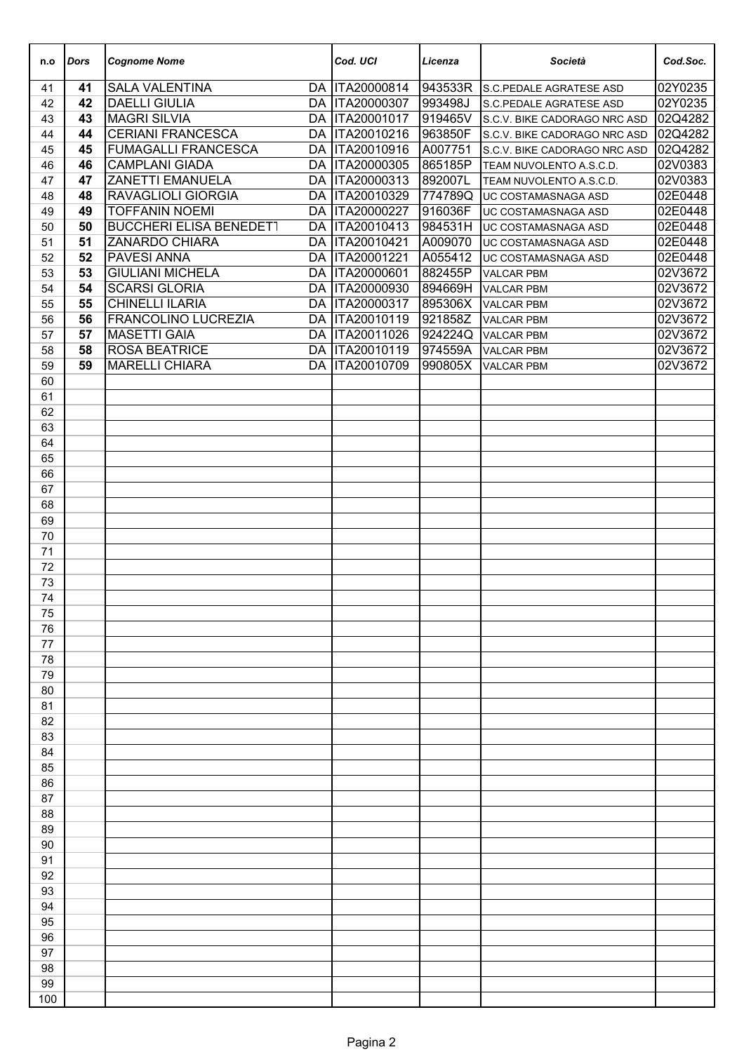| n.o | Dors | Cognome Nome | Cod. UCI | Licenza | Società | Cod.Soc. |
|---|---|---|---|---|---|---|
| 41 | **41** | SALA VALENTINA DA | ITA20000814 | 943533R | S.C.PEDALE AGRATESE ASD | 02Y0235 |
| 42 | **42** | DAELLI GIULIA DA | ITA20000307 | 993498J | S.C.PEDALE AGRATESE ASD | 02Y0235 |
| 43 | **43** | MAGRI SILVIA DA | ITA20001017 | 919465V | S.C.V. BIKE CADORAGO NRC ASD | 02Q4282 |
| 44 | **44** | CERIANI FRANCESCA DA | ITA20010216 | 963850F | S.C.V. BIKE CADORAGO NRC ASD | 02Q4282 |
| 45 | **45** | FUMAGALLI FRANCESCA DA | ITA20010916 | A007751 | S.C.V. BIKE CADORAGO NRC ASD | 02Q4282 |
| 46 | **46** | CAMPLANI GIADA DA | ITA20000305 | 865185P | TEAM NUVOLENTO A.S.C.D. | 02V0383 |
| 47 | **47** | ZANETTI EMANUELA DA | ITA20000313 | 892007L | TEAM NUVOLENTO A.S.C.D. | 02V0383 |
| 48 | **48** | RAVAGLIOLI GIORGIA DA | ITA20010329 | 774789Q | UC COSTAMASNAGA ASD | 02E0448 |
| 49 | **49** | TOFFANIN NOEMI DA | ITA20000227 | 916036F | UC COSTAMASNAGA ASD | 02E0448 |
| 50 | **50** | BUCCHERI ELISA BENEDETT DA | ITA20010413 | 984531H | UC COSTAMASNAGA ASD | 02E0448 |
| 51 | **51** | ZANARDO CHIARA DA | ITA20010421 | A009070 | UC COSTAMASNAGA ASD | 02E0448 |
| 52 | **52** | PAVESI ANNA DA | ITA20001221 | A055412 | UC COSTAMASNAGA ASD | 02E0448 |
| 53 | **53** | GIULIANI MICHELA DA | ITA20000601 | 882455P | VALCAR PBM | 02V3672 |
| 54 | **54** | SCARSI GLORIA DA | ITA20000930 | 894669H | VALCAR PBM | 02V3672 |
| 55 | **55** | CHINELLI ILARIA DA | ITA20000317 | 895306X | VALCAR PBM | 02V3672 |
| 56 | **56** | FRANCOLINO LUCREZIA DA | ITA20010119 | 921858Z | VALCAR PBM | 02V3672 |
| 57 | **57** | MASETTI GAIA DA | ITA20011026 | 924224Q | VALCAR PBM | 02V3672 |
| 58 | **58** | ROSA BEATRICE DA | ITA20010119 | 974559A | VALCAR PBM | 02V3672 |
| 59 | **59** | MARELLI CHIARA DA | ITA20010709 | 990805X | VALCAR PBM | 02V3672 |
| 60 | | | | | | |
| 61 | | | | | | |
| 62 | | | | | | |
| 63 | | | | | | |
| 64 | | | | | | |
| 65 | | | | | | |
| 66 | | | | | | |
| 67 | | | | | | |
| 68 | | | | | | |
| 69 | | | | | | |
| 70 | | | | | | |
| 71 | | | | | | |
| 72 | | | | | | |
| 73 | | | | | | |
| 74 | | | | | | |
| 75 | | | | | | |
| 76 | | | | | | |
| 77 | | | | | | |
| 78 | | | | | | |
| 79 | | | | | | |
| 80 | | | | | | |
| 81 | | | | | | |
| 82 | | | | | | |
| 83 | | | | | | |
| 84 | | | | | | |
| 85 | | | | | | |
| 86 | | | | | | |
| 87 | | | | | | |
| 88 | | | | | | |
| 89 | | | | | | |
| 90 | | | | | | |
| 91 | | | | | | |
| 92 | | | | | | |
| 93 | | | | | | |
| 94 | | | | | | |
| 95 | | | | | | |
| 96 | | | | | | |
| 97 | | | | | | |
| 98 | | | | | | |
| 99 | | | | | | |
| 100 | | | | | | |